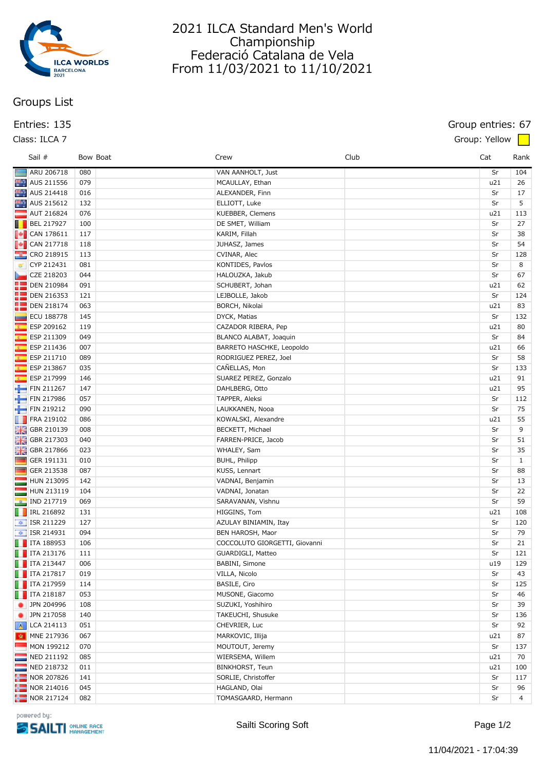# 2021 ILCA Standard Men's World Championship
## Federació Catalana de Vela
## From 11/03/2021 to 11/10/2021

## Groups List

Entries: 135

Class: ILCA 7

Group entries: 67

Group: Yellow

| Sail # | Bow | Boat | Crew | Club | Cat | Rank |
|---|---|---|---|---|---|---|
| ARU 206718 | 080 | | VAN AANHOLT, Just | | Sr | 104 |
| AUS 211556 | 079 | | MCAULAY, Ethan | | u21 | 26 |
| AUS 214418 | 016 | | ALEXANDER, Finn | | Sr | 17 |
| AUS 215612 | 132 | | ELLIOTT, Luke | | Sr | 5 |
| AUT 216824 | 076 | | KUEBBER, Clemens | | u21 | 113 |
| BEL 217927 | 100 | | DE SMET, William | | Sr | 27 |
| CAN 178611 | 117 | | KARIM, Fillah | | Sr | 38 |
| CAN 217718 | 118 | | JUHASZ, James | | Sr | 54 |
| CRO 218915 | 113 | | CVINAR, Alec | | Sr | 128 |
| CYP 212431 | 081 | | KONTIDES, Pavlos | | Sr | 8 |
| CZE 218203 | 044 | | HALOUZKA, Jakub | | Sr | 67 |
| DEN 210984 | 091 | | SCHUBERT, Johan | | u21 | 62 |
| DEN 216353 | 121 | | LEJBOLLE, Jakob | | Sr | 124 |
| DEN 218174 | 063 | | BORCH, Nikolai | | u21 | 83 |
| ECU 188778 | 145 | | DYCK, Matias | | Sr | 132 |
| ESP 209162 | 119 | | CAZADOR RIBERA, Pep | | u21 | 80 |
| ESP 211309 | 049 | | BLANCO ALABAT, Joaquin | | Sr | 84 |
| ESP 211436 | 007 | | BARRETO HASCHKE, Leopoldo | | u21 | 66 |
| ESP 211710 | 089 | | RODRIGUEZ PEREZ, Joel | | Sr | 58 |
| ESP 213867 | 035 | | CAÑELLAS, Mon | | Sr | 133 |
| ESP 217999 | 146 | | SUAREZ PEREZ, Gonzalo | | u21 | 91 |
| FIN 211267 | 147 | | DAHLBERG, Otto | | u21 | 95 |
| FIN 217986 | 057 | | TAPPER, Aleksi | | Sr | 112 |
| FIN 219212 | 090 | | LAUKKANEN, Nooa | | Sr | 75 |
| FRA 219102 | 086 | | KOWALSKI, Alexandre | | u21 | 55 |
| GBR 210139 | 008 | | BECKETT, Michael | | Sr | 9 |
| GBR 217303 | 040 | | FARREN-PRICE, Jacob | | Sr | 51 |
| GBR 217866 | 023 | | WHALEY, Sam | | Sr | 35 |
| GER 191131 | 010 | | BUHL, Philipp | | Sr | 1 |
| GER 213538 | 087 | | KUSS, Lennart | | Sr | 88 |
| HUN 213095 | 142 | | VADNAI, Benjamin | | Sr | 13 |
| HUN 213119 | 104 | | VADNAI, Jonatan | | Sr | 22 |
| IND 217719 | 069 | | SARAVANAN, Vishnu | | Sr | 59 |
| IRL 216892 | 131 | | HIGGINS, Tom | | u21 | 108 |
| ISR 211229 | 127 | | AZULAY BINIAMIN, Itay | | Sr | 120 |
| ISR 214931 | 094 | | BEN HAROSH, Maor | | Sr | 79 |
| ITA 188953 | 106 | | COCCOLUTO GIORGETTI, Giovanni | | Sr | 21 |
| ITA 213176 | 111 | | GUARDIGLI, Matteo | | Sr | 121 |
| ITA 213447 | 006 | | BABINI, Simone | | u19 | 129 |
| ITA 217817 | 019 | | VILLA, Nicolo | | Sr | 43 |
| ITA 217959 | 114 | | BASILE, Ciro | | Sr | 125 |
| ITA 218187 | 053 | | MUSONE, Giacomo | | Sr | 46 |
| JPN 204996 | 108 | | SUZUKI, Yoshihiro | | Sr | 39 |
| JPN 217058 | 140 | | TAKEUCHI, Shusuke | | Sr | 136 |
| LCA 214113 | 051 | | CHEVRIER, Luc | | Sr | 92 |
| MNE 217936 | 067 | | MARKOVIC, Illija | | u21 | 87 |
| MON 199212 | 070 | | MOUTOUT, Jeremy | | Sr | 137 |
| NED 211192 | 085 | | WIERSEMA, Willem | | u21 | 70 |
| NED 218732 | 011 | | BINKHORST, Teun | | u21 | 100 |
| NOR 207826 | 141 | | SORLIE, Christoffer | | Sr | 117 |
| NOR 214016 | 045 | | HAGLAND, Olai | | Sr | 96 |
| NOR 217124 | 082 | | TOMASGAARD, Hermann | | Sr | 4 |

powered by: SAILTI ONLINE RACE MANAGEMENT

Sailti Scoring Soft

11/04/2021 - 17:04:39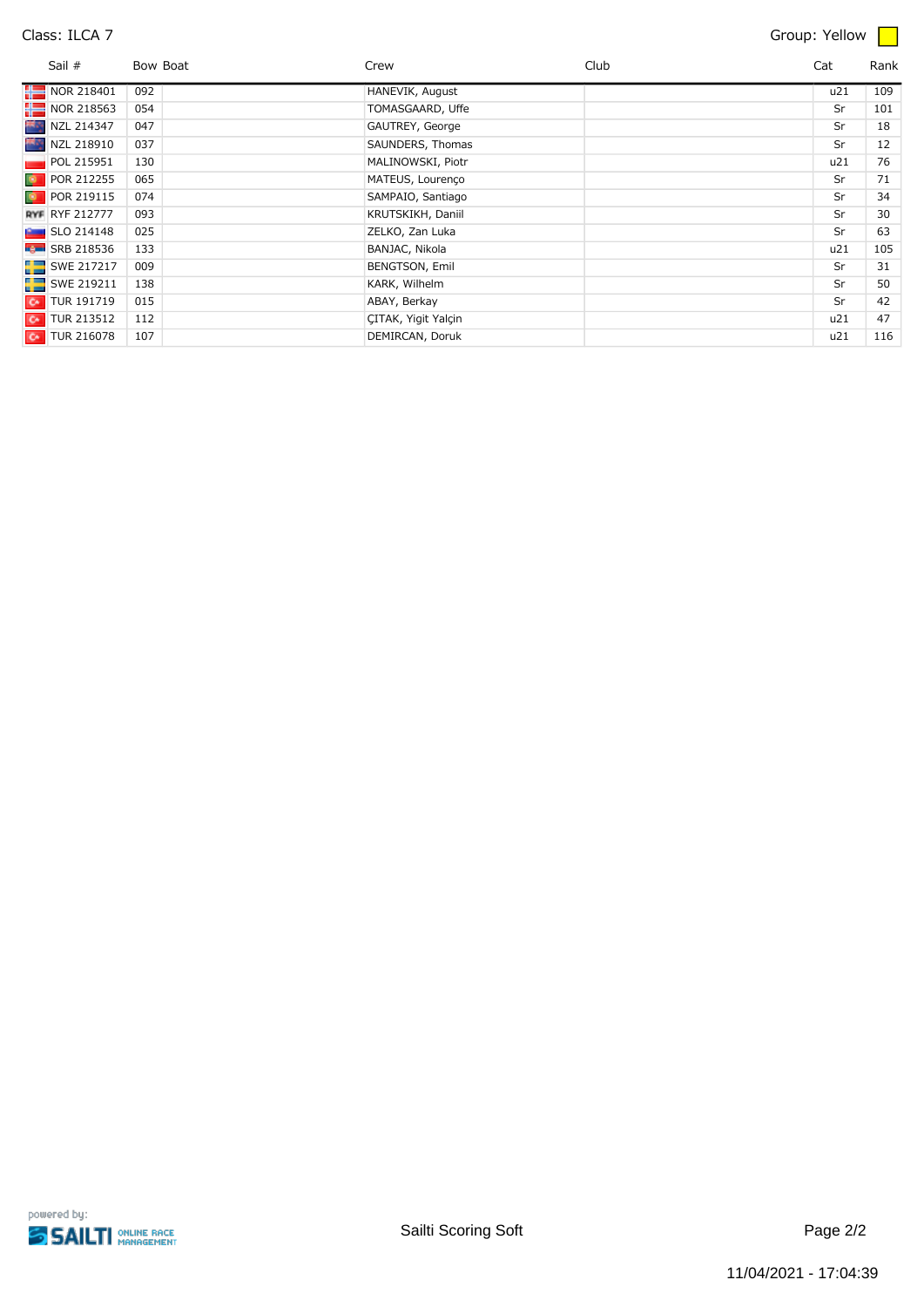Class: ILCA 7

Group: Yellow

| Sail # | Bow | Boat | Crew | Club | Cat | Rank |
|---|---|---|---|---|---|---|
| NOR 218401 | 092 | | HANEVIK, August | | u21 | 109 |
| NOR 218563 | 054 | | TOMASGAARD, Uffe | | Sr | 101 |
| NZL 214347 | 047 | | GAUTREY, George | | Sr | 18 |
| NZL 218910 | 037 | | SAUNDERS, Thomas | | Sr | 12 |
| POL 215951 | 130 | | MALINOWSKI, Piotr | | u21 | 76 |
| POR 212255 | 065 | | MATEUS, Lourenço | | Sr | 71 |
| POR 219115 | 074 | | SAMPAIO, Santiago | | Sr | 34 |
| RYF 212777 | 093 | | KRUTSKIKH, Daniil | | Sr | 30 |
| SLO 214148 | 025 | | ZELKO, Zan Luka | | Sr | 63 |
| SRB 218536 | 133 | | BANJAC, Nikola | | u21 | 105 |
| SWE 217217 | 009 | | BENGTSON, Emil | | Sr | 31 |
| SWE 219211 | 138 | | KARK, Wilhelm | | Sr | 50 |
| TUR 191719 | 015 | | ABAY, Berkay | | Sr | 42 |
| TUR 213512 | 112 | | ÇITAK, Yigit Yalçin | | u21 | 47 |
| TUR 216078 | 107 | | DEMIRCAN, Doruk | | u21 | 116 |

powered by: SAILTI ONLINE RACE MANAGEMENT

Sailti Scoring Soft

11/04/2021 - 17:04:39